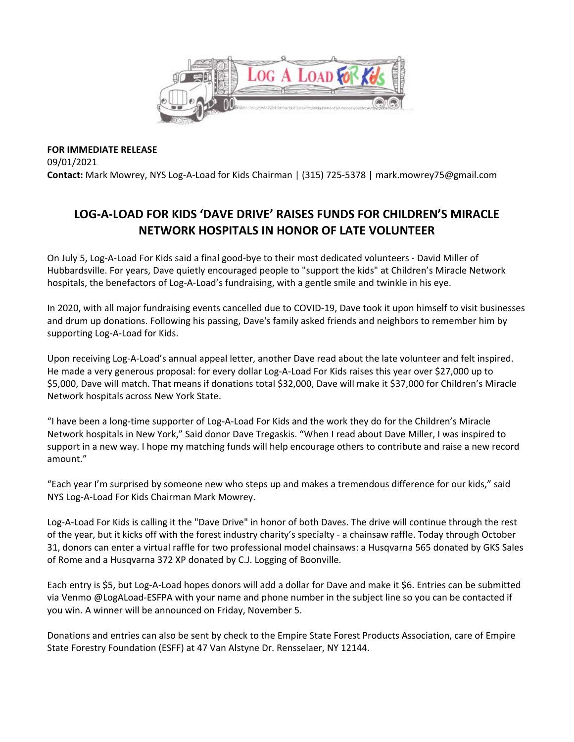**FOR IMMEDIATE RELEASE**
09/01/2021
**Contact:** Mark Mowrey, NYS Log-A-Load for Kids Chairman | (315) 725-5378 | mark.mowrey75@gmail.com

# LOG-A-LOAD FOR KIDS 'DAVE DRIVE' RAISES FUNDS FOR CHILDREN'S MIRACLE NETWORK HOSPITALS IN HONOR OF LATE VOLUNTEER

On July 5, Log-A-Load For Kids said a final good-bye to their most dedicated volunteers - David Miller of Hubbardsville. For years, Dave quietly encouraged people to "support the kids" at Children's Miracle Network hospitals, the benefactors of Log-A-Load's fundraising, with a gentle smile and twinkle in his eye.

In 2020, with all major fundraising events cancelled due to COVID-19, Dave took it upon himself to visit businesses and drum up donations. Following his passing, Dave's family asked friends and neighbors to remember him by supporting Log-A-Load for Kids.

Upon receiving Log-A-Load's annual appeal letter, another Dave read about the late volunteer and felt inspired. He made a very generous proposal: for every dollar Log-A-Load For Kids raises this year over $27,000 up to $5,000, Dave will match. That means if donations total $32,000, Dave will make it $37,000 for Children's Miracle Network hospitals across New York State.

"I have been a long-time supporter of Log-A-Load For Kids and the work they do for the Children's Miracle Network hospitals in New York," Said donor Dave Tregaskis. "When I read about Dave Miller, I was inspired to support in a new way. I hope my matching funds will help encourage others to contribute and raise a new record amount."

"Each year I'm surprised by someone new who steps up and makes a tremendous difference for our kids," said NYS Log-A-Load For Kids Chairman Mark Mowrey.

Log-A-Load For Kids is calling it the "Dave Drive" in honor of both Daves. The drive will continue through the rest of the year, but it kicks off with the forest industry charity's specialty - a chainsaw raffle. Today through October 31, donors can enter a virtual raffle for two professional model chainsaws: a Husqvarna 565 donated by GKS Sales of Rome and a Husqvarna 372 XP donated by C.J. Logging of Boonville.

Each entry is $5, but Log-A-Load hopes donors will add a dollar for Dave and make it $6. Entries can be submitted via Venmo @LogALoad-ESFPA with your name and phone number in the subject line so you can be contacted if you win. A winner will be announced on Friday, November 5.

Donations and entries can also be sent by check to the Empire State Forest Products Association, care of Empire State Forestry Foundation (ESFF) at 47 Van Alstyne Dr. Rensselaer, NY 12144.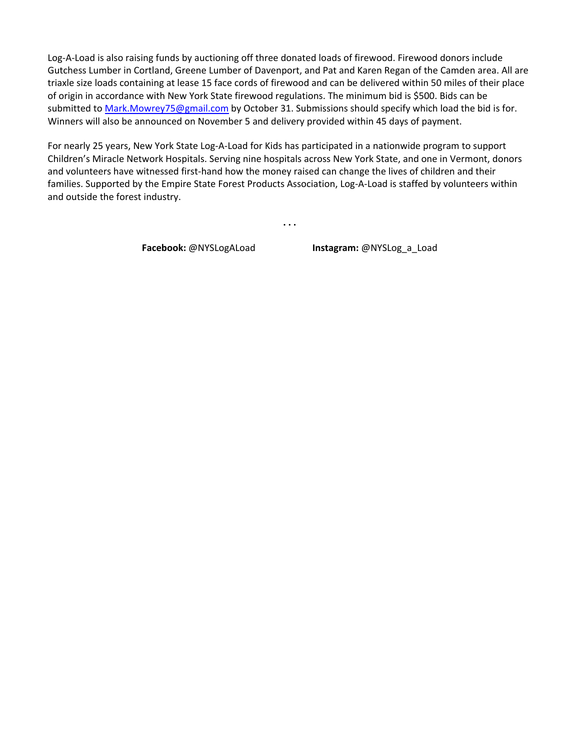Log-A-Load is also raising funds by auctioning off three donated loads of firewood. Firewood donors include Gutchess Lumber in Cortland, Greene Lumber of Davenport, and Pat and Karen Regan of the Camden area. All are triaxle size loads containing at lease 15 face cords of firewood and can be delivered within 50 miles of their place of origin in accordance with New York State firewood regulations. The minimum bid is $500. Bids can be submitted to Mark.Mowrey75@gmail.com by October 31. Submissions should specify which load the bid is for. Winners will also be announced on November 5 and delivery provided within 45 days of payment.

For nearly 25 years, New York State Log-A-Load for Kids has participated in a nationwide program to support Children's Miracle Network Hospitals. Serving nine hospitals across New York State, and one in Vermont, donors and volunteers have witnessed first-hand how the money raised can change the lives of children and their families. Supported by the Empire State Forest Products Association, Log-A-Load is staffed by volunteers within and outside the forest industry.

. . .

**Facebook:** @NYSLogALoad **Instagram:** @NYSLog_a_Load